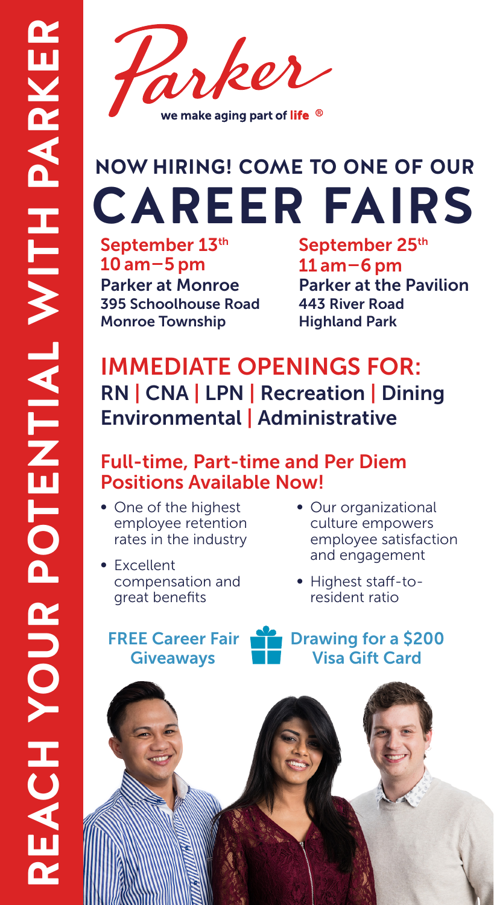# REACH YOUR POTENTIAL WITH PARKER

Parker

we make aging part of life ®

## NOW HIRING! COME TO ONE OF OUR

# CAREER FAIRS

**September 13th**
**10 am–5 pm**
**Parker at Monroe**
395 Schoolhouse Road
Monroe Township

**September 25th**
**11 am–6 pm**
**Parker at the Pavilion**
443 River Road
Highland Park

## IMMEDIATE OPENINGS FOR:

RN | CNA | LPN | Recreation | Dining
Environmental | Administrative

### Full-time, Part-time and Per Diem Positions Available Now!

- One of the highest employee retention rates in the industry
- Excellent compensation and great benefits
- Our organizational culture empowers employee satisfaction and engagement
- Highest staff-to-resident ratio

**FREE Career Fair Giveaways**

**Drawing for a $200 Visa Gift Card**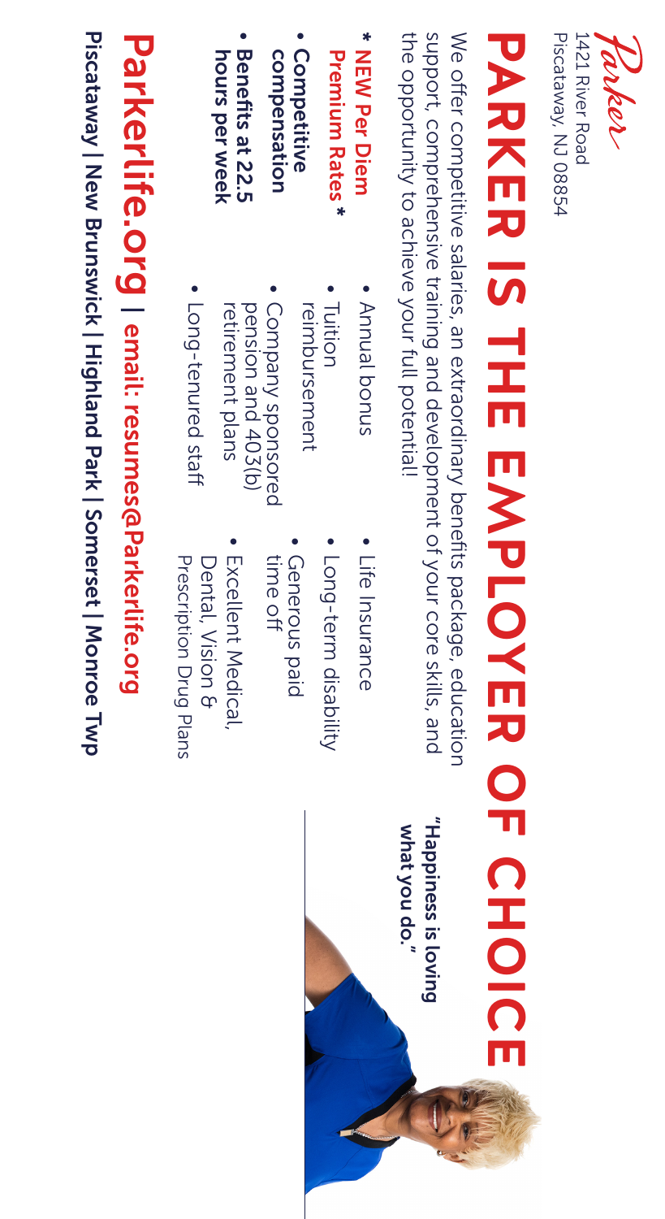*Parker*

1421 River Road
Piscataway, NJ 08854

# PARKER IS THE EMPLOYER OF CHOICE

We offer competitive salaries, an extraordinary benefits package, education support, comprehensive training and development of your core skills, and the opportunity to achieve your full potential!

- *** NEW Per Diem Premium Rates ***
- **Competitive compensation**
- **Benefits at 22.5 hours per week**
- Annual bonus
- Tuition reimbursement
- Company sponsored pension and 403(b) retirement plans
- Long-tenured staff
- Life Insurance
- Long-term disability
- Generous paid time off
- Excellent Medical, Dental, Vision & Prescription Drug Plans

**"Happiness is loving what you do."**

**Parkerlife.org | email: resumes@Parkerlife.org**

**Piscataway | New Brunswick | Highland Park | Somerset | Monroe Twp**